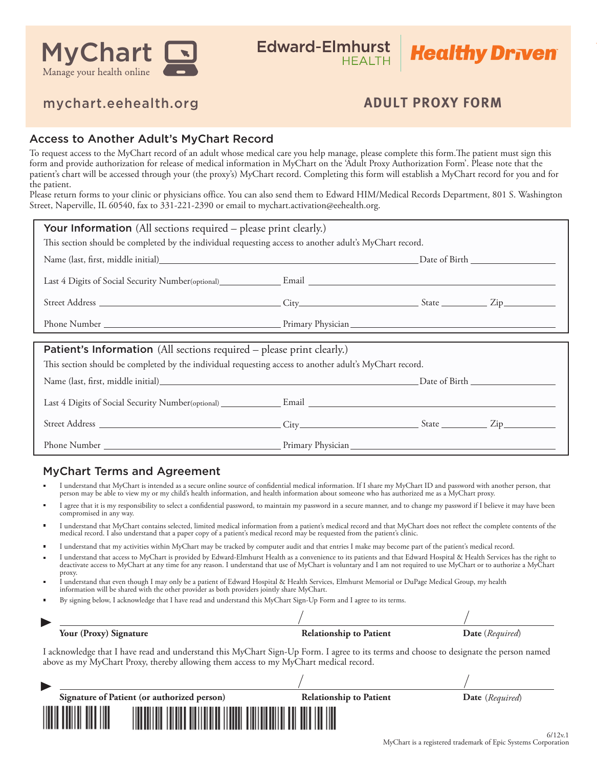MyChart
Manage your health online

Edward-Elmhurst HEALTH | Healthy Driven

mychart.eehealth.org

# ADULT PROXY FORM

## Access to Another Adult's MyChart Record

To request access to the MyChart record of an adult whose medical care you help manage, please complete this form.The patient must sign this form and provide authorization for release of medical information in MyChart on the 'Adult Proxy Authorization Form'. Please note that the patient's chart will be accessed through your (the proxy's) MyChart record. Completing this form will establish a MyChart record for you and for the patient.

Please return forms to your clinic or physicians office. You can also send them to Edward HIM/Medical Records Department, 801 S. Washington Street, Naperville, IL 60540, fax to 331-221-2390 or email to mychart.activation@eehealth.org.

### Your Information (All sections required – please print clearly.)

This section should be completed by the individual requesting access to another adult's MyChart record.

Name (last, first, middle initial) ______________________ Date of Birth __________

Last 4 Digits of Social Security Number(optional) __________ Email ______________________

Street Address ______________________ City __________ State ______ Zip ______

Phone Number ______________________ Primary Physician ______________________

### Patient's Information (All sections required – please print clearly.)

This section should be completed by the individual requesting access to another adult's MyChart record.

Name (last, first, middle initial) ______________________ Date of Birth __________

Last 4 Digits of Social Security Number(optional) __________ Email ______________________

Street Address ______________________ City __________ State ______ Zip ______

Phone Number ______________________ Primary Physician ______________________

## MyChart Terms and Agreement

- I understand that MyChart is intended as a secure online source of confidential medical information. If I share my MyChart ID and password with another person, that person may be able to view my or my child's health information, and health information about someone who has authorized me as a MyChart proxy.
- I agree that it is my responsibility to select a confidential password, to maintain my password in a secure manner, and to change my password if I believe it may have been compromised in any way.
- I understand that MyChart contains selected, limited medical information from a patient's medical record and that MyChart does not reflect the complete contents of the medical record. I also understand that a paper copy of a patient's medical record may be requested from the patient's clinic.
- I understand that my activities within MyChart may be tracked by computer audit and that entries I make may become part of the patient's medical record.
- I understand that access to MyChart is provided by Edward-Elmhurst Health as a convenience to its patients and that Edward Hospital & Health Services has the right to deactivate access to MyChart at any time for any reason. I understand that use of MyChart is voluntary and I am not required to use MyChart or to authorize a MyChart proxy.
- I understand that even though I may only be a patient of Edward Hospital & Health Services, Elmhurst Memorial or DuPage Medical Group, my health information will be shared with the other provider as both providers jointly share MyChart.
- By signing below, I acknowledge that I have read and understand this MyChart Sign-Up Form and I agree to its terms.

______________________ / ______________________ / __________

**Your (Proxy) Signature** | **Relationship to Patient** | **Date** (*Required*)

I acknowledge that I have read and understand this MyChart Sign-Up Form. I agree to its terms and choose to designate the person named above as my MyChart Proxy, thereby allowing them access to my MyChart medical record.

______________________ / ______________________ / __________

**Signature of Patient (or authorized person)** | **Relationship to Patient** | **Date** (*Required*)

6/12v.1

MyChart is a registered trademark of Epic Systems Corporation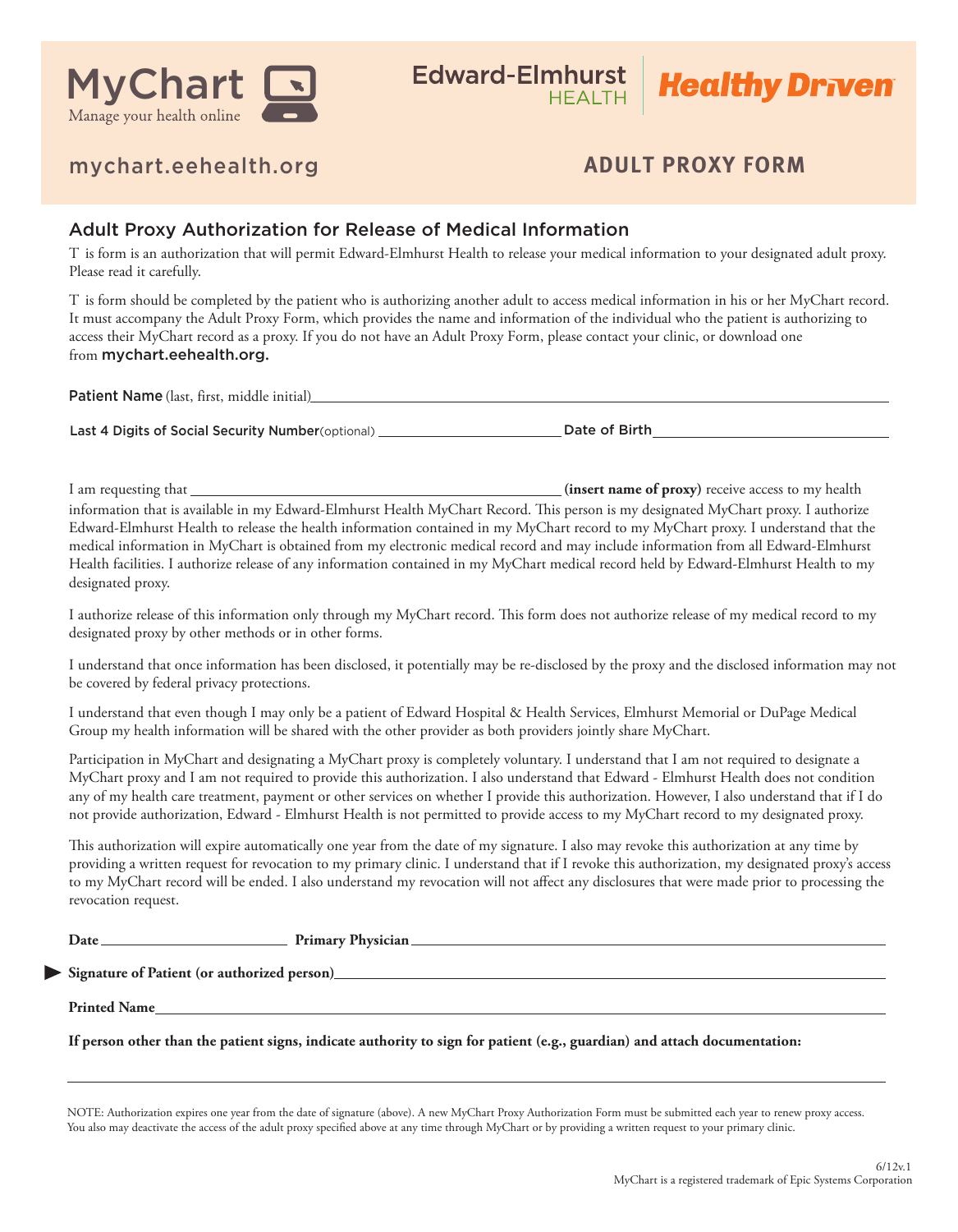MyChart
Manage your health online

Edward-Elmhurst HEALTH | Healthy Driven

mychart.eehealth.org

# ADULT PROXY FORM

## Adult Proxy Authorization for Release of Medical Information

T is form is an authorization that will permit Edward-Elmhurst Health to release your medical information to your designated adult proxy. Please read it carefully.

T is form should be completed by the patient who is authorizing another adult to access medical information in his or her MyChart record. It must accompany the Adult Proxy Form, which provides the name and information of the individual who the patient is authorizing to access their MyChart record as a proxy. If you do not have an Adult Proxy Form, please contact your clinic, or download one from **mychart.eehealth.org.**

Patient Name (last, first, middle initial)\_\_\_\_\_\_\_\_\_\_\_\_\_\_\_\_\_\_\_\_\_\_\_\_\_\_\_\_\_\_\_\_\_\_\_\_\_\_\_\_

Last 4 Digits of Social Security Number(optional) \_\_\_\_\_\_\_\_\_\_\_\_\_\_\_\_ Date of Birth\_\_\_\_\_\_\_\_\_\_\_\_\_\_\_\_

I am requesting that \_\_\_\_\_\_\_\_\_\_\_\_\_\_\_\_\_\_\_\_\_\_\_\_\_\_\_\_\_\_ **(insert name of proxy)** receive access to my health information that is available in my Edward-Elmhurst Health MyChart Record. This person is my designated MyChart proxy. I authorize Edward-Elmhurst Health to release the health information contained in my MyChart record to my MyChart proxy. I understand that the medical information in MyChart is obtained from my electronic medical record and may include information from all Edward-Elmhurst Health facilities. I authorize release of any information contained in my MyChart medical record held by Edward-Elmhurst Health to my designated proxy.

I authorize release of this information only through my MyChart record. This form does not authorize release of my medical record to my designated proxy by other methods or in other forms.

I understand that once information has been disclosed, it potentially may be re-disclosed by the proxy and the disclosed information may not be covered by federal privacy protections.

I understand that even though I may only be a patient of Edward Hospital & Health Services, Elmhurst Memorial or DuPage Medical Group my health information will be shared with the other provider as both providers jointly share MyChart.

Participation in MyChart and designating a MyChart proxy is completely voluntary. I understand that I am not required to designate a MyChart proxy and I am not required to provide this authorization. I also understand that Edward - Elmhurst Health does not condition any of my health care treatment, payment or other services on whether I provide this authorization. However, I also understand that if I do not provide authorization, Edward - Elmhurst Health is not permitted to provide access to my MyChart record to my designated proxy.

This authorization will expire automatically one year from the date of my signature. I also may revoke this authorization at any time by providing a written request for revocation to my primary clinic. I understand that if I revoke this authorization, my designated proxy's access to my MyChart record will be ended. I also understand my revocation will not affect any disclosures that were made prior to processing the revocation request.

**Date**\_\_\_\_\_\_\_\_\_\_\_\_\_\_\_\_ **Primary Physician**\_\_\_\_\_\_\_\_\_\_\_\_\_\_\_\_\_\_\_\_\_\_\_\_\_\_\_\_\_\_\_\_

▶ **Signature of Patient (or authorized person)**\_\_\_\_\_\_\_\_\_\_\_\_\_\_\_\_\_\_\_\_\_\_\_\_\_\_\_\_\_\_\_\_

**Printed Name**\_\_\_\_\_\_\_\_\_\_\_\_\_\_\_\_\_\_\_\_\_\_\_\_\_\_\_\_\_\_\_\_\_\_\_\_\_\_\_\_

**If person other than the patient signs, indicate authority to sign for patient (e.g., guardian) and attach documentation:**

\_\_\_\_\_\_\_\_\_\_\_\_\_\_\_\_\_\_\_\_\_\_\_\_\_\_\_\_\_\_\_\_\_\_\_\_\_\_\_\_\_\_\_\_\_\_\_\_\_\_\_\_

NOTE: Authorization expires one year from the date of signature (above). A new MyChart Proxy Authorization Form must be submitted each year to renew proxy access. You also may deactivate the access of the adult proxy specified above at any time through MyChart or by providing a written request to your primary clinic.

6/12v.1
MyChart is a registered trademark of Epic Systems Corporation